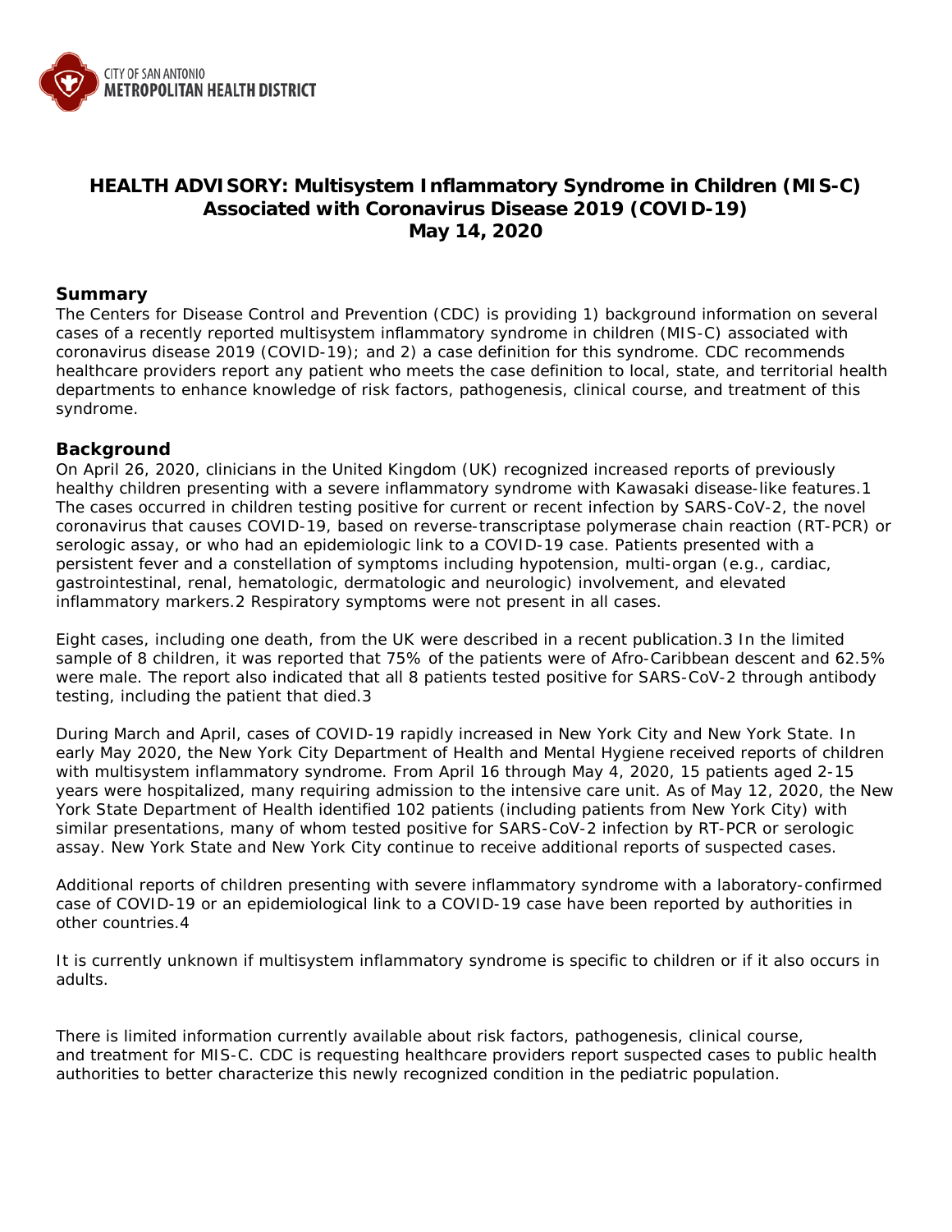CITY OF SAN ANTONIO
METROPOLITAN HEALTH DISTRICT

# HEALTH ADVISORY: Multisystem Inflammatory Syndrome in Children (MIS-C) Associated with Coronavirus Disease 2019 (COVID-19)
# May 14, 2020

## Summary

The Centers for Disease Control and Prevention (CDC) is providing 1) background information on several cases of a recently reported multisystem inflammatory syndrome in children (MIS-C) associated with coronavirus disease 2019 (COVID-19); and 2) a case definition for this syndrome. CDC recommends healthcare providers report any patient who meets the case definition to local, state, and territorial health departments to enhance knowledge of risk factors, pathogenesis, clinical course, and treatment of this syndrome.

## Background

On April 26, 2020, clinicians in the United Kingdom (UK) recognized increased reports of previously healthy children presenting with a severe inflammatory syndrome with Kawasaki disease-like features.[1] The cases occurred in children testing positive for current or recent infection by SARS-CoV-2, the novel coronavirus that causes COVID-19, based on reverse-transcriptase polymerase chain reaction (RT-PCR) or serologic assay, or who had an epidemiologic link to a COVID-19 case. Patients presented with a persistent fever and a constellation of symptoms including hypotension, multi-organ (e.g., cardiac, gastrointestinal, renal, hematologic, dermatologic and neurologic) involvement, and elevated inflammatory markers.[2] Respiratory symptoms were not present in all cases.

Eight cases, including one death, from the UK were described in a recent publication.[3] In the limited sample of 8 children, it was reported that 75% of the patients were of Afro-Caribbean descent and 62.5% were male. The report also indicated that all 8 patients tested positive for SARS-CoV-2 through antibody testing, including the patient that died.[3]

During March and April, cases of COVID-19 rapidly increased in New York City and New York State. In early May 2020, the New York City Department of Health and Mental Hygiene received reports of children with multisystem inflammatory syndrome. From April 16 through May 4, 2020, 15 patients aged 2-15 years were hospitalized, many requiring admission to the intensive care unit. As of May 12, 2020, the New York State Department of Health identified 102 patients (including patients from New York City) with similar presentations, many of whom tested positive for SARS-CoV-2 infection by RT-PCR or serologic assay. New York State and New York City continue to receive additional reports of suspected cases.

Additional reports of children presenting with severe inflammatory syndrome with a laboratory-confirmed case of COVID-19 or an epidemiological link to a COVID-19 case have been reported by authorities in other countries.[4]

It is currently unknown if multisystem inflammatory syndrome is specific to children or if it also occurs in adults.

There is limited information currently available about risk factors, pathogenesis, clinical course, and treatment for MIS-C. CDC is requesting healthcare providers report suspected cases to public health authorities to better characterize this newly recognized condition in the pediatric population.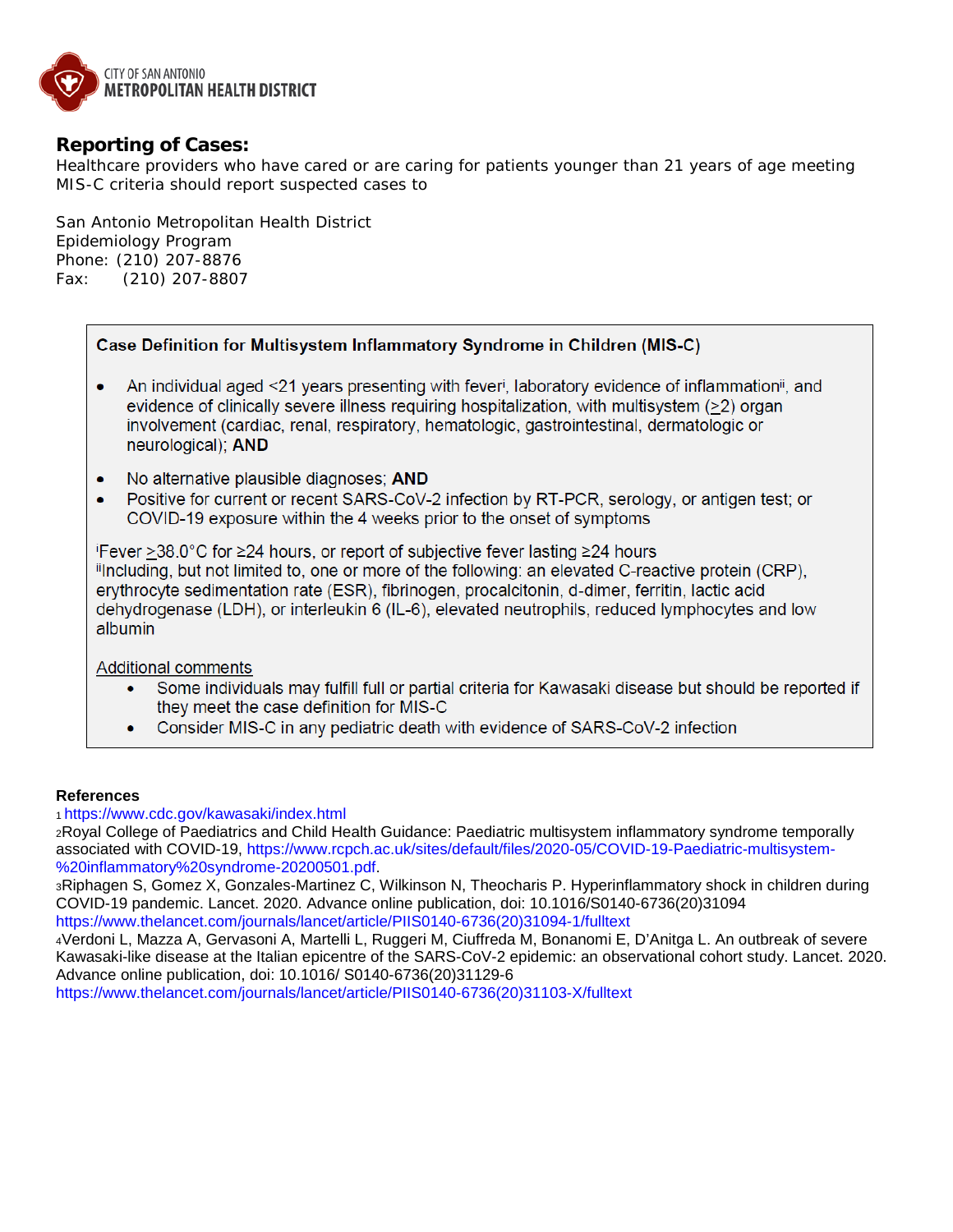CITY OF SAN ANTONIO
METROPOLITAN HEALTH DISTRICT

## Reporting of Cases:

Healthcare providers who have cared or are caring for patients younger than 21 years of age meeting MIS-C criteria should report suspected cases to

San Antonio Metropolitan Health District
Epidemiology Program
Phone: (210) 207-8876
Fax: (210) 207-8807

### Case Definition for Multisystem Inflammatory Syndrome in Children (MIS-C)

- An individual aged <21 years presenting with fever[i], laboratory evidence of inflammation[ii], and evidence of clinically severe illness requiring hospitalization, with multisystem (≥2) organ involvement (cardiac, renal, respiratory, hematologic, gastrointestinal, dermatologic or neurological); **AND**
- No alternative plausible diagnoses; **AND**
- Positive for current or recent SARS-CoV-2 infection by RT-PCR, serology, or antigen test; or COVID-19 exposure within the 4 weeks prior to the onset of symptoms

[i]Fever ≥38.0°C for ≥24 hours, or report of subjective fever lasting ≥24 hours
[ii]Including, but not limited to, one or more of the following: an elevated C-reactive protein (CRP), erythrocyte sedimentation rate (ESR), fibrinogen, procalcitonin, d-dimer, ferritin, lactic acid dehydrogenase (LDH), or interleukin 6 (IL-6), elevated neutrophils, reduced lymphocytes and low albumin

Additional comments

- Some individuals may fulfill full or partial criteria for Kawasaki disease but should be reported if they meet the case definition for MIS-C
- Consider MIS-C in any pediatric death with evidence of SARS-CoV-2 infection

**References**

[1] https://www.cdc.gov/kawasaki/index.html
[2] Royal College of Paediatrics and Child Health Guidance: Paediatric multisystem inflammatory syndrome temporally associated with COVID-19, https://www.rcpch.ac.uk/sites/default/files/2020-05/COVID-19-Paediatric-multisystem-%20inflammatory%20syndrome-20200501.pdf.
[3] Riphagen S, Gomez X, Gonzales-Martinez C, Wilkinson N, Theocharis P. Hyperinflammatory shock in children during COVID-19 pandemic. Lancet. 2020. Advance online publication, doi: 10.1016/S0140-6736(20)31094 https://www.thelancet.com/journals/lancet/article/PIIS0140-6736(20)31094-1/fulltext
[4] Verdoni L, Mazza A, Gervasoni A, Martelli L, Ruggeri M, Ciuffreda M, Bonanomi E, D'Anitga L. An outbreak of severe Kawasaki-like disease at the Italian epicentre of the SARS-CoV-2 epidemic: an observational cohort study. Lancet. 2020. Advance online publication, doi: 10.1016/ S0140-6736(20)31129-6 https://www.thelancet.com/journals/lancet/article/PIIS0140-6736(20)31103-X/fulltext